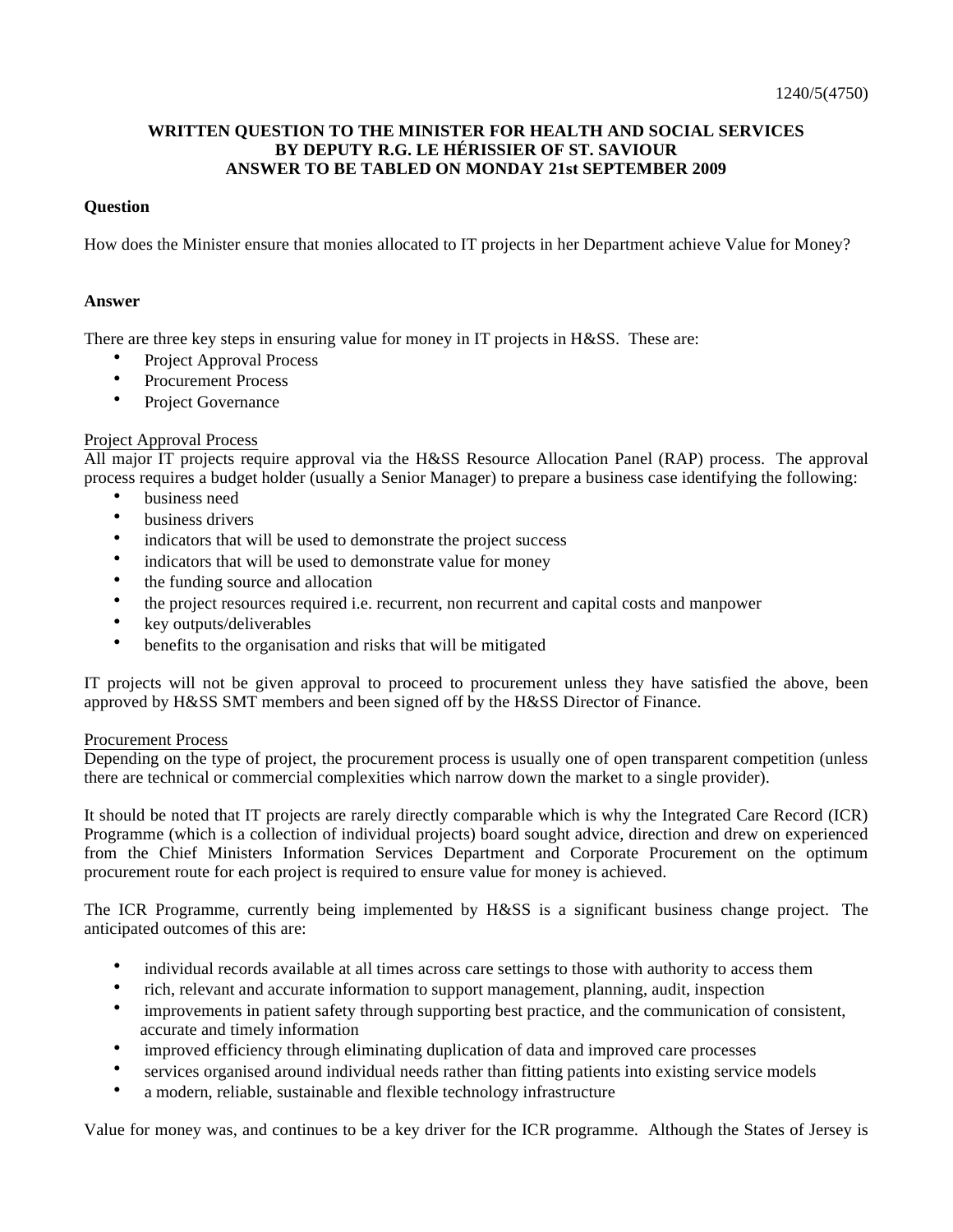1240/5(4750)

**WRITTEN QUESTION TO THE MINISTER FOR HEALTH AND SOCIAL SERVICES BY DEPUTY R.G. LE HÉRISSIER OF ST. SAVIOUR ANSWER TO BE TABLED ON MONDAY 21st SEPTEMBER 2009**

**Question**

How does the Minister ensure that monies allocated to IT projects in her Department achieve Value for Money?

**Answer**

There are three key steps in ensuring value for money in IT projects in H&SS. These are:

- Project Approval Process
- Procurement Process
- Project Governance

<u>Project Approval Process</u>

All major IT projects require approval via the H&SS Resource Allocation Panel (RAP) process. The approval process requires a budget holder (usually a Senior Manager) to prepare a business case identifying the following:

- business need
- business drivers
- indicators that will be used to demonstrate the project success
- indicators that will be used to demonstrate value for money
- the funding source and allocation
- the project resources required i.e. recurrent, non recurrent and capital costs and manpower
- key outputs/deliverables
- benefits to the organisation and risks that will be mitigated

IT projects will not be given approval to proceed to procurement unless they have satisfied the above, been approved by H&SS SMT members and been signed off by the H&SS Director of Finance.

<u>Procurement Process</u>

Depending on the type of project, the procurement process is usually one of open transparent competition (unless there are technical or commercial complexities which narrow down the market to a single provider).

It should be noted that IT projects are rarely directly comparable which is why the Integrated Care Record (ICR) Programme (which is a collection of individual projects) board sought advice, direction and drew on experienced from the Chief Ministers Information Services Department and Corporate Procurement on the optimum procurement route for each project is required to ensure value for money is achieved.

The ICR Programme, currently being implemented by H&SS is a significant business change project. The anticipated outcomes of this are:

- individual records available at all times across care settings to those with authority to access them
- rich, relevant and accurate information to support management, planning, audit, inspection
- improvements in patient safety through supporting best practice, and the communication of consistent, accurate and timely information
- improved efficiency through eliminating duplication of data and improved care processes
- services organised around individual needs rather than fitting patients into existing service models
- a modern, reliable, sustainable and flexible technology infrastructure

Value for money was, and continues to be a key driver for the ICR programme. Although the States of Jersey is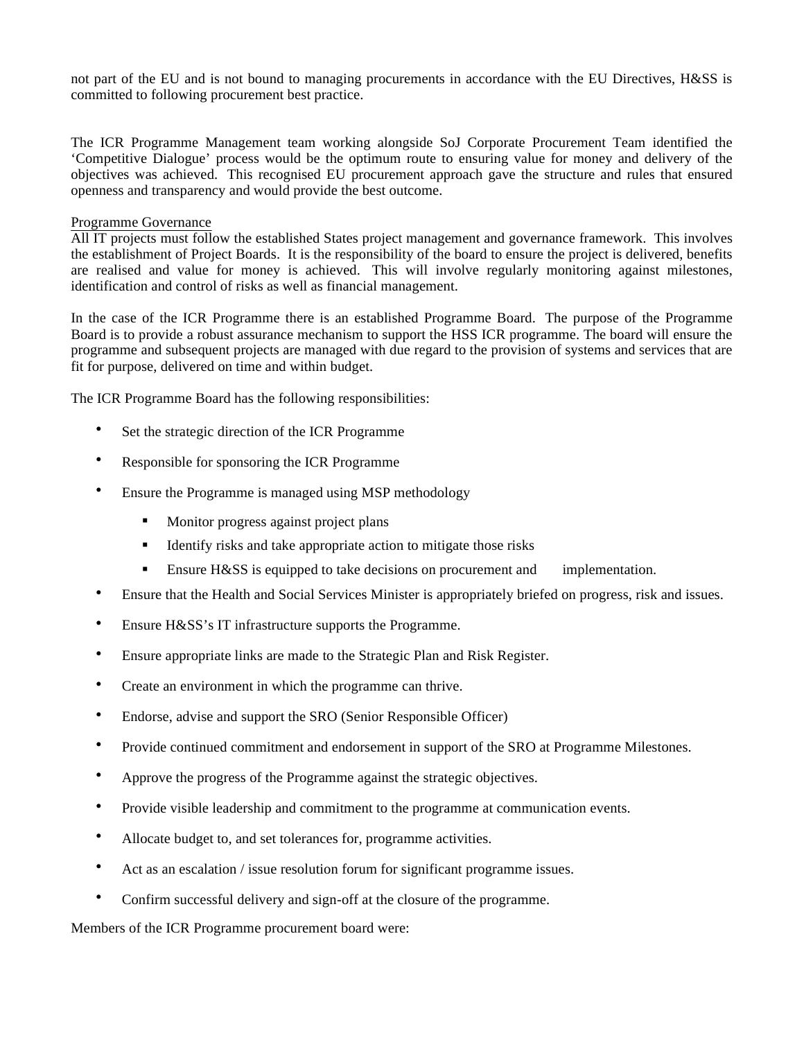not part of the EU and is not bound to managing procurements in accordance with the EU Directives, H&SS is committed to following procurement best practice.

The ICR Programme Management team working alongside SoJ Corporate Procurement Team identified the 'Competitive Dialogue' process would be the optimum route to ensuring value for money and delivery of the objectives was achieved. This recognised EU procurement approach gave the structure and rules that ensured openness and transparency and would provide the best outcome.

Programme Governance

All IT projects must follow the established States project management and governance framework. This involves the establishment of Project Boards. It is the responsibility of the board to ensure the project is delivered, benefits are realised and value for money is achieved. This will involve regularly monitoring against milestones, identification and control of risks as well as financial management.

In the case of the ICR Programme there is an established Programme Board. The purpose of the Programme Board is to provide a robust assurance mechanism to support the HSS ICR programme. The board will ensure the programme and subsequent projects are managed with due regard to the provision of systems and services that are fit for purpose, delivered on time and within budget.

The ICR Programme Board has the following responsibilities:

- Set the strategic direction of the ICR Programme
- Responsible for sponsoring the ICR Programme
- Ensure the Programme is managed using MSP methodology
    - Monitor progress against project plans
    - Identify risks and take appropriate action to mitigate those risks
    - Ensure H&SS is equipped to take decisions on procurement and implementation.
- Ensure that the Health and Social Services Minister is appropriately briefed on progress, risk and issues.
- Ensure H&SS's IT infrastructure supports the Programme.
- Ensure appropriate links are made to the Strategic Plan and Risk Register.
- Create an environment in which the programme can thrive.
- Endorse, advise and support the SRO (Senior Responsible Officer)
- Provide continued commitment and endorsement in support of the SRO at Programme Milestones.
- Approve the progress of the Programme against the strategic objectives.
- Provide visible leadership and commitment to the programme at communication events.
- Allocate budget to, and set tolerances for, programme activities.
- Act as an escalation / issue resolution forum for significant programme issues.
- Confirm successful delivery and sign-off at the closure of the programme.

Members of the ICR Programme procurement board were: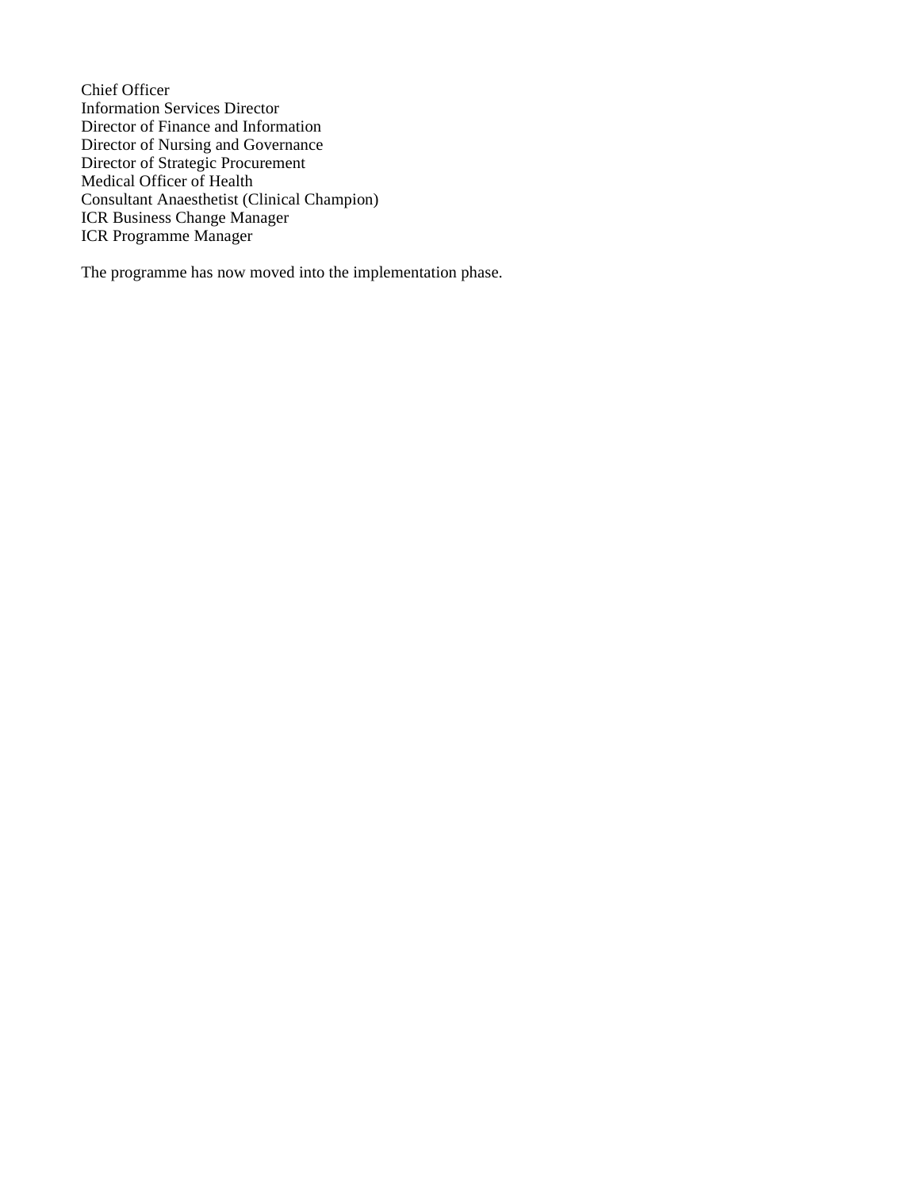Chief Officer
Information Services Director
Director of Finance and Information
Director of Nursing and Governance
Director of Strategic Procurement
Medical Officer of Health
Consultant Anaesthetist (Clinical Champion)
ICR Business Change Manager
ICR Programme Manager

The programme has now moved into the implementation phase.